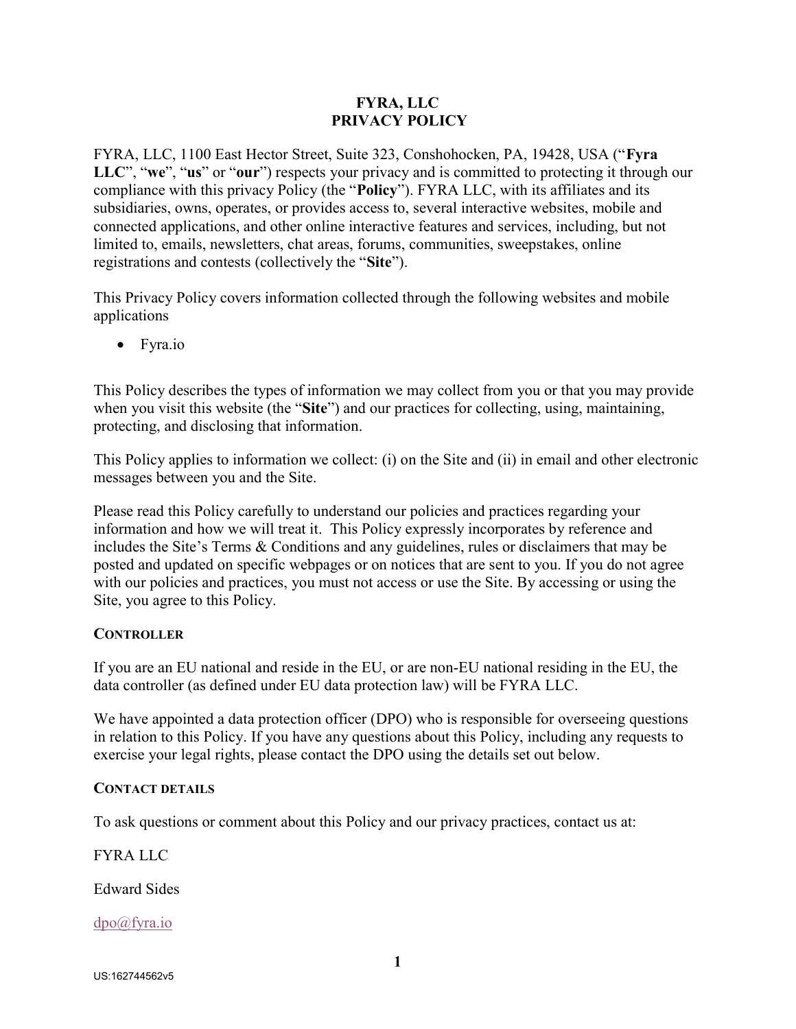# FYRA, LLC
# PRIVACY POLICY

FYRA, LLC, 1100 East Hector Street, Suite 323, Conshohocken, PA, 19428, USA ("**Fyra LLC**", "**we**", "**us**" or "**our**") respects your privacy and is committed to protecting it through our compliance with this privacy Policy (the "**Policy**"). FYRA LLC, with its affiliates and its subsidiaries, owns, operates, or provides access to, several interactive websites, mobile and connected applications, and other online interactive features and services, including, but not limited to, emails, newsletters, chat areas, forums, communities, sweepstakes, online registrations and contests (collectively the "**Site**").

This Privacy Policy covers information collected through the following websites and mobile applications

- Fyra.io

This Policy describes the types of information we may collect from you or that you may provide when you visit this website (the "**Site**") and our practices for collecting, using, maintaining, protecting, and disclosing that information.

This Policy applies to information we collect: (i) on the Site and (ii) in email and other electronic messages between you and the Site.

Please read this Policy carefully to understand our policies and practices regarding your information and how we will treat it. This Policy expressly incorporates by reference and includes the Site's Terms & Conditions and any guidelines, rules or disclaimers that may be posted and updated on specific webpages or on notices that are sent to you. If you do not agree with our policies and practices, you must not access or use the Site. By accessing or using the Site, you agree to this Policy.

## CONTROLLER

If you are an EU national and reside in the EU, or are non-EU national residing in the EU, the data controller (as defined under EU data protection law) will be FYRA LLC.

We have appointed a data protection officer (DPO) who is responsible for overseeing questions in relation to this Policy. If you have any questions about this Policy, including any requests to exercise your legal rights, please contact the DPO using the details set out below.

## CONTACT DETAILS

To ask questions or comment about this Policy and our privacy practices, contact us at:

FYRA LLC

Edward Sides

dpo@fyra.io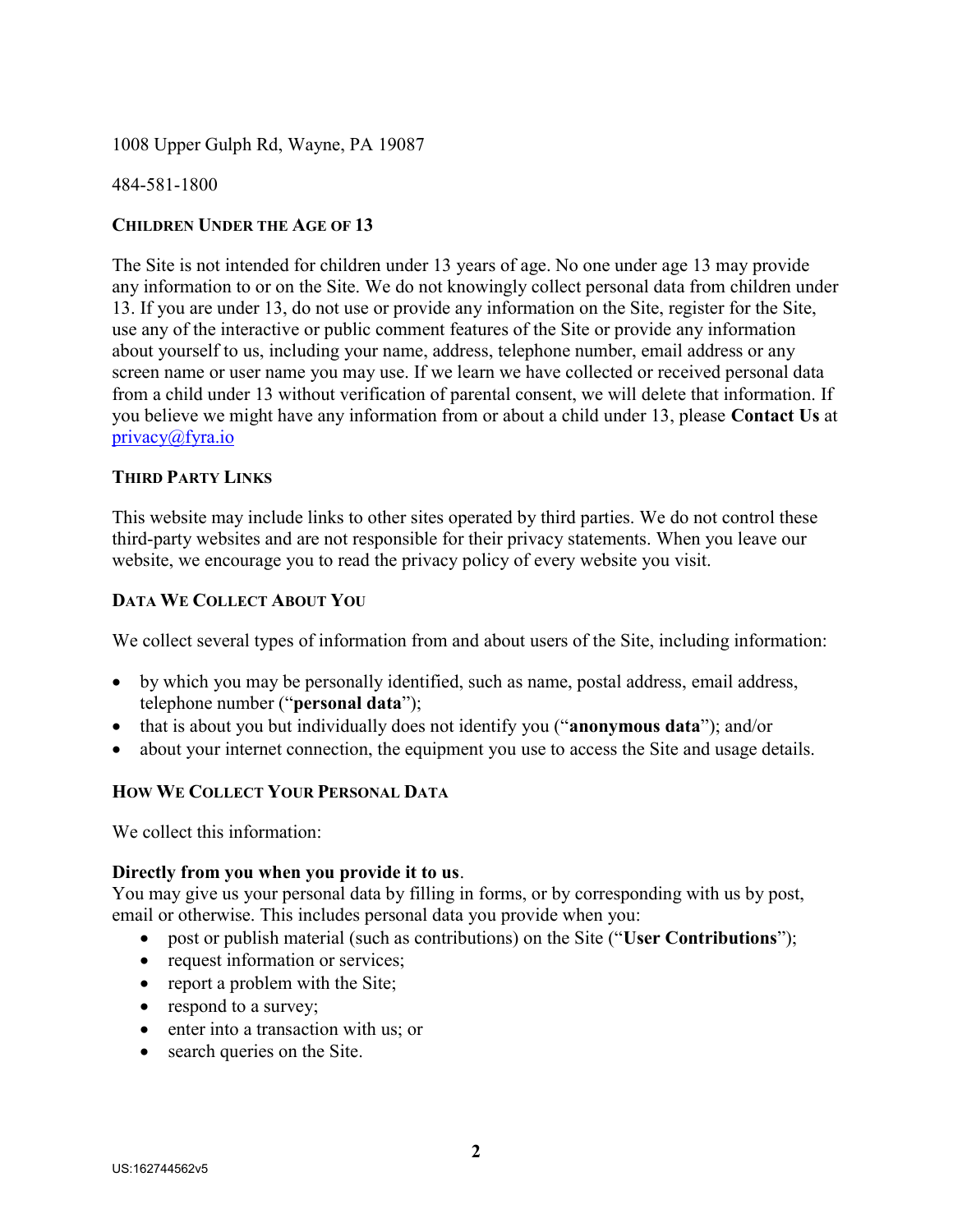1008 Upper Gulph Rd, Wayne, PA 19087

484-581-1800

## CHILDREN UNDER THE AGE OF 13

The Site is not intended for children under 13 years of age. No one under age 13 may provide any information to or on the Site. We do not knowingly collect personal data from children under 13. If you are under 13, do not use or provide any information on the Site, register for the Site, use any of the interactive or public comment features of the Site or provide any information about yourself to us, including your name, address, telephone number, email address or any screen name or user name you may use. If we learn we have collected or received personal data from a child under 13 without verification of parental consent, we will delete that information. If you believe we might have any information from or about a child under 13, please **Contact Us** at [privacy@fyra.io](mailto:privacy@fyra.io)

## THIRD PARTY LINKS

This website may include links to other sites operated by third parties. We do not control these third-party websites and are not responsible for their privacy statements. When you leave our website, we encourage you to read the privacy policy of every website you visit.

## DATA WE COLLECT ABOUT YOU

We collect several types of information from and about users of the Site, including information:

- by which you may be personally identified, such as name, postal address, email address, telephone number ("**personal data**");
- that is about you but individually does not identify you ("**anonymous data**"); and/or
- about your internet connection, the equipment you use to access the Site and usage details.

## HOW WE COLLECT YOUR PERSONAL DATA

We collect this information:

**Directly from you when you provide it to us**.
You may give us your personal data by filling in forms, or by corresponding with us by post, email or otherwise. This includes personal data you provide when you:

- post or publish material (such as contributions) on the Site ("**User Contributions**");
- request information or services;
- report a problem with the Site;
- respond to a survey;
- enter into a transaction with us; or
- search queries on the Site.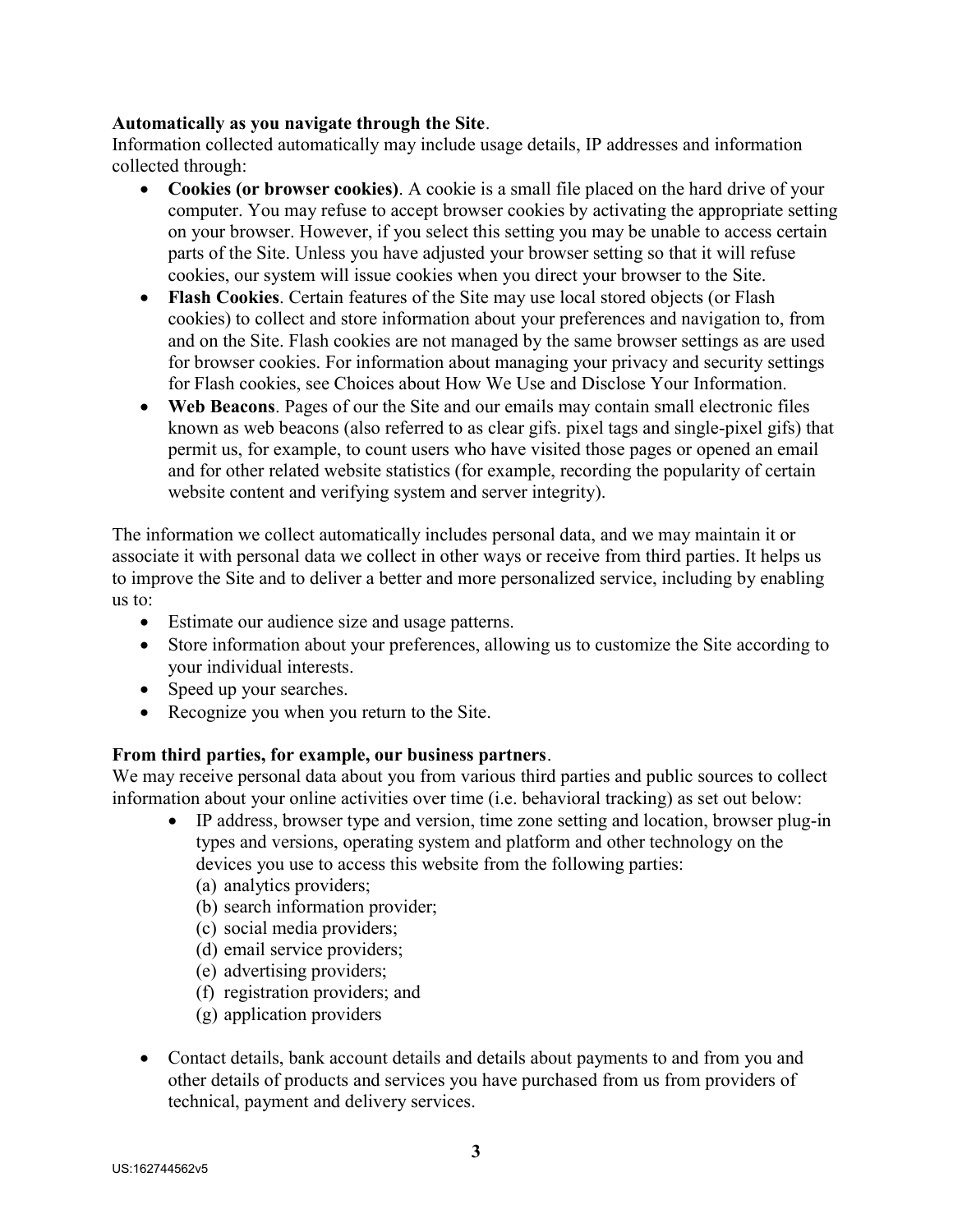**Automatically as you navigate through the Site**.
Information collected automatically may include usage details, IP addresses and information collected through:

- **Cookies (or browser cookies)**. A cookie is a small file placed on the hard drive of your computer. You may refuse to accept browser cookies by activating the appropriate setting on your browser. However, if you select this setting you may be unable to access certain parts of the Site. Unless you have adjusted your browser setting so that it will refuse cookies, our system will issue cookies when you direct your browser to the Site.
- **Flash Cookies**. Certain features of the Site may use local stored objects (or Flash cookies) to collect and store information about your preferences and navigation to, from and on the Site. Flash cookies are not managed by the same browser settings as are used for browser cookies. For information about managing your privacy and security settings for Flash cookies, see Choices about How We Use and Disclose Your Information.
- **Web Beacons**. Pages of our the Site and our emails may contain small electronic files known as web beacons (also referred to as clear gifs. pixel tags and single-pixel gifs) that permit us, for example, to count users who have visited those pages or opened an email and for other related website statistics (for example, recording the popularity of certain website content and verifying system and server integrity).

The information we collect automatically includes personal data, and we may maintain it or associate it with personal data we collect in other ways or receive from third parties. It helps us to improve the Site and to deliver a better and more personalized service, including by enabling us to:

- Estimate our audience size and usage patterns.
- Store information about your preferences, allowing us to customize the Site according to your individual interests.
- Speed up your searches.
- Recognize you when you return to the Site.

**From third parties, for example, our business partners**.
We may receive personal data about you from various third parties and public sources to collect information about your online activities over time (i.e. behavioral tracking) as set out below:

- IP address, browser type and version, time zone setting and location, browser plug-in types and versions, operating system and platform and other technology on the devices you use to access this website from the following parties:
  (a) analytics providers;
  (b) search information provider;
  (c) social media providers;
  (d) email service providers;
  (e) advertising providers;
  (f) registration providers; and
  (g) application providers

- Contact details, bank account details and details about payments to and from you and other details of products and services you have purchased from us from providers of technical, payment and delivery services.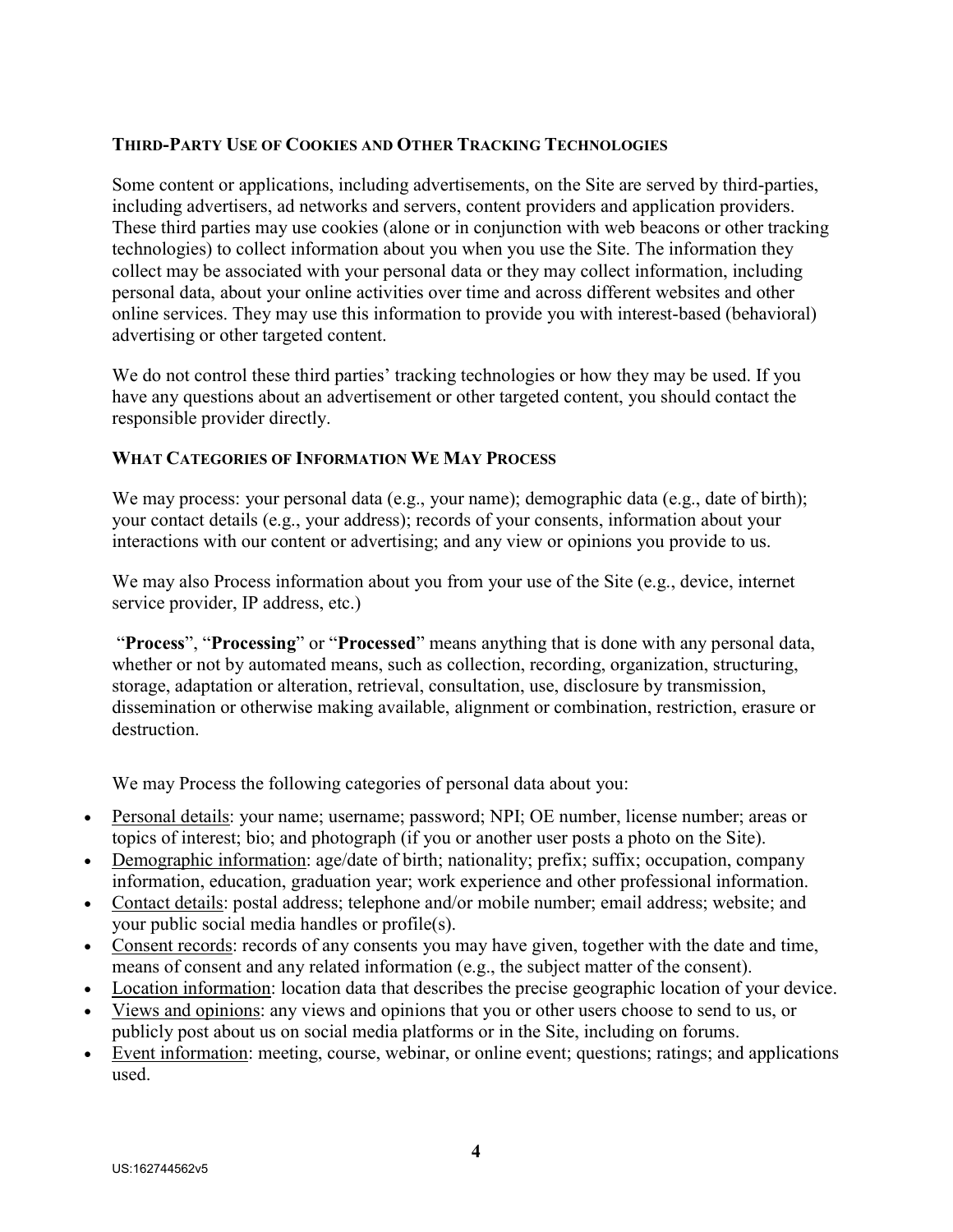### THIRD-PARTY USE OF COOKIES AND OTHER TRACKING TECHNOLOGIES

Some content or applications, including advertisements, on the Site are served by third-parties, including advertisers, ad networks and servers, content providers and application providers. These third parties may use cookies (alone or in conjunction with web beacons or other tracking technologies) to collect information about you when you use the Site. The information they collect may be associated with your personal data or they may collect information, including personal data, about your online activities over time and across different websites and other online services. They may use this information to provide you with interest-based (behavioral) advertising or other targeted content.

We do not control these third parties' tracking technologies or how they may be used. If you have any questions about an advertisement or other targeted content, you should contact the responsible provider directly.

### WHAT CATEGORIES OF INFORMATION WE MAY PROCESS

We may process: your personal data (e.g., your name); demographic data (e.g., date of birth); your contact details (e.g., your address); records of your consents, information about your interactions with our content or advertising; and any view or opinions you provide to us.

We may also Process information about you from your use of the Site (e.g., device, internet service provider, IP address, etc.)

"**Process**", "**Processing**" or "**Processed**" means anything that is done with any personal data, whether or not by automated means, such as collection, recording, organization, structuring, storage, adaptation or alteration, retrieval, consultation, use, disclosure by transmission, dissemination or otherwise making available, alignment or combination, restriction, erasure or destruction.

We may Process the following categories of personal data about you:

- Personal details: your name; username; password; NPI; OE number, license number; areas or topics of interest; bio; and photograph (if you or another user posts a photo on the Site).
- Demographic information: age/date of birth; nationality; prefix; suffix; occupation, company information, education, graduation year; work experience and other professional information.
- Contact details: postal address; telephone and/or mobile number; email address; website; and your public social media handles or profile(s).
- Consent records: records of any consents you may have given, together with the date and time, means of consent and any related information (e.g., the subject matter of the consent).
- Location information: location data that describes the precise geographic location of your device.
- Views and opinions: any views and opinions that you or other users choose to send to us, or publicly post about us on social media platforms or in the Site, including on forums.
- Event information: meeting, course, webinar, or online event; questions; ratings; and applications used.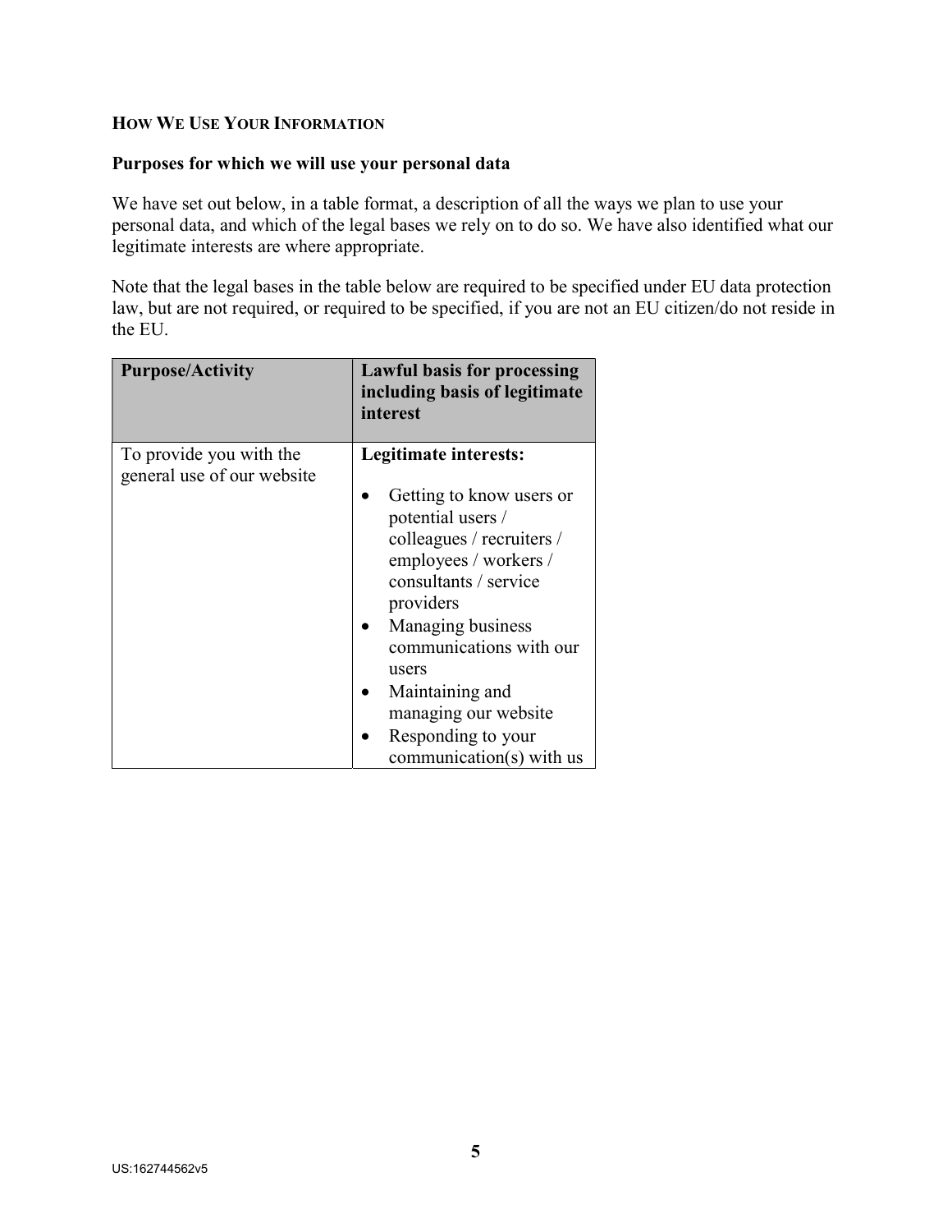## HOW WE USE YOUR INFORMATION

**Purposes for which we will use your personal data**

We have set out below, in a table format, a description of all the ways we plan to use your personal data, and which of the legal bases we rely on to do so. We have also identified what our legitimate interests are where appropriate.

Note that the legal bases in the table below are required to be specified under EU data protection law, but are not required, or required to be specified, if you are not an EU citizen/do not reside in the EU.

| Purpose/Activity | Lawful basis for processing including basis of legitimate interest |
| --- | --- |
| To provide you with the general use of our website | **Legitimate interests:**<br>• Getting to know users or potential users / colleagues / recruiters / employees / workers / consultants / service providers<br>• Managing business communications with our users<br>• Maintaining and managing our website<br>• Responding to your communication(s) with us |

US:162744562v5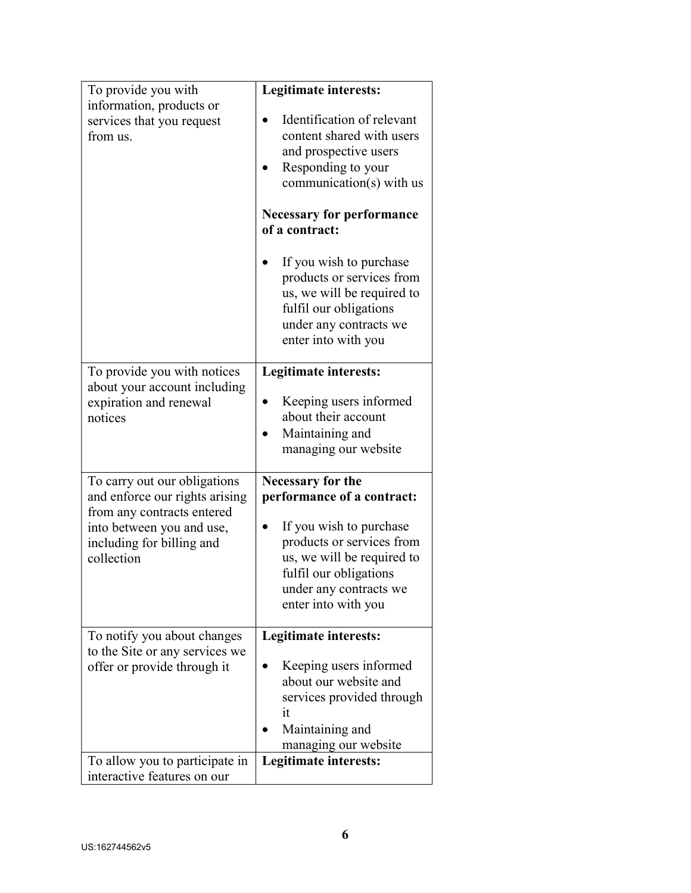| | |
|---|---|
| To provide you with information, products or services that you request from us. | **Legitimate interests:**<br><br>• Identification of relevant content shared with users and prospective users<br>• Responding to your communication(s) with us<br><br>**Necessary for performance of a contract:**<br><br>• If you wish to purchase products or services from us, we will be required to fulfil our obligations under any contracts we enter into with you |
| To provide you with notices about your account including expiration and renewal notices | **Legitimate interests:**<br><br>• Keeping users informed about their account<br>• Maintaining and managing our website |
| To carry out our obligations and enforce our rights arising from any contracts entered into between you and use, including for billing and collection | **Necessary for the performance of a contract:**<br><br>• If you wish to purchase products or services from us, we will be required to fulfil our obligations under any contracts we enter into with you |
| To notify you about changes to the Site or any services we offer or provide through it | **Legitimate interests:**<br><br>• Keeping users informed about our website and services provided through it<br>• Maintaining and managing our website |
| To allow you to participate in interactive features on our | **Legitimate interests:** |

US:162744562v5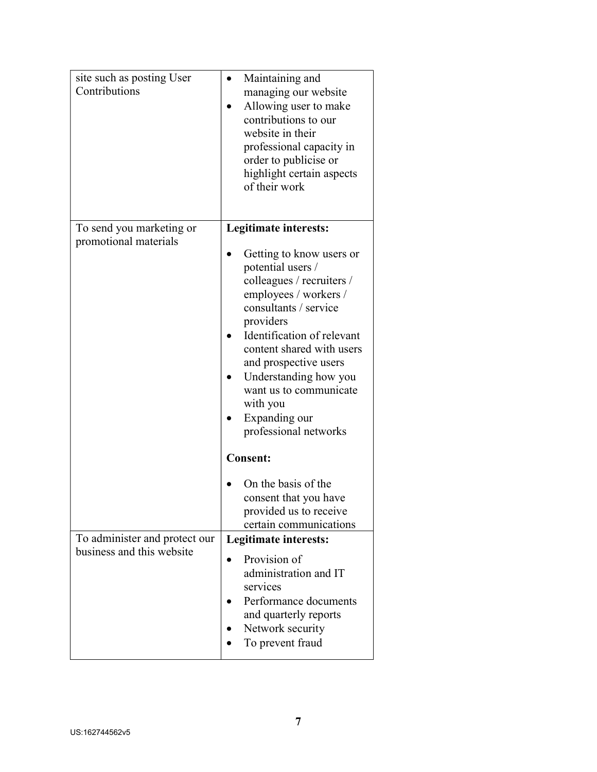| | |
|---|---|
| site such as posting User Contributions | • Maintaining and managing our website<br>• Allowing user to make contributions to our website in their professional capacity in order to publicise or highlight certain aspects of their work |
| To send you marketing or promotional materials | **Legitimate interests:**<br>• Getting to know users or potential users / colleagues / recruiters / employees / workers / consultants / service providers<br>• Identification of relevant content shared with users and prospective users<br>• Understanding how you want us to communicate with you<br>• Expanding our professional networks<br>**Consent:**<br>• On the basis of the consent that you have provided us to receive certain communications |
| To administer and protect our business and this website | **Legitimate interests:**<br>• Provision of administration and IT services<br>• Performance documents and quarterly reports<br>• Network security<br>• To prevent fraud |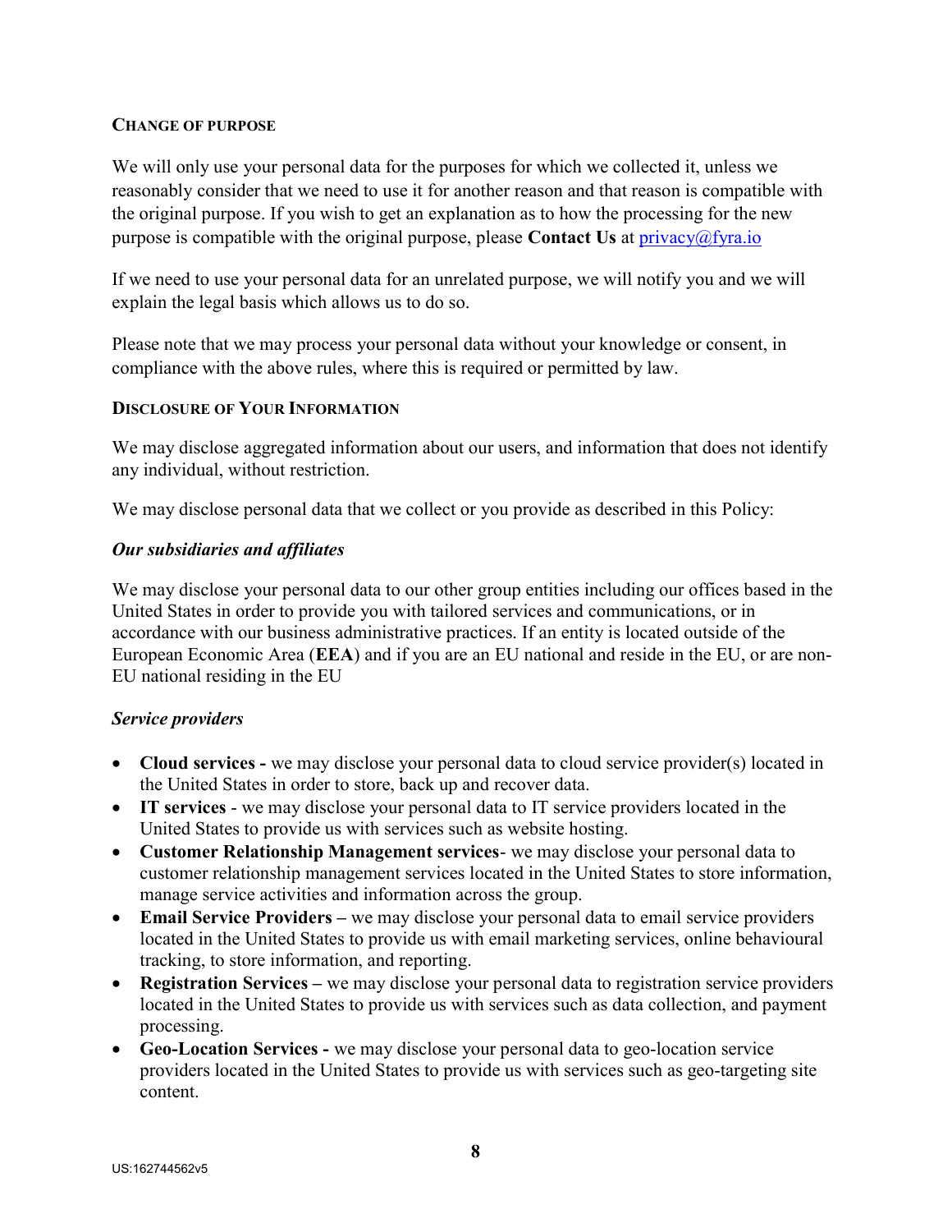### Change of Purpose

We will only use your personal data for the purposes for which we collected it, unless we reasonably consider that we need to use it for another reason and that reason is compatible with the original purpose. If you wish to get an explanation as to how the processing for the new purpose is compatible with the original purpose, please **Contact Us** at privacy@fyra.io

If we need to use your personal data for an unrelated purpose, we will notify you and we will explain the legal basis which allows us to do so.

Please note that we may process your personal data without your knowledge or consent, in compliance with the above rules, where this is required or permitted by law.

### Disclosure of Your Information

We may disclose aggregated information about our users, and information that does not identify any individual, without restriction.

We may disclose personal data that we collect or you provide as described in this Policy:

***Our subsidiaries and affiliates***

We may disclose your personal data to our other group entities including our offices based in the United States in order to provide you with tailored services and communications, or in accordance with our business administrative practices. If an entity is located outside of the European Economic Area (**EEA**) and if you are an EU national and reside in the EU, or are non-EU national residing in the EU

***Service providers***

- **Cloud services -** we may disclose your personal data to cloud service provider(s) located in the United States in order to store, back up and recover data.
- **IT services** - we may disclose your personal data to IT service providers located in the United States to provide us with services such as website hosting.
- **Customer Relationship Management services**- we may disclose your personal data to customer relationship management services located in the United States to store information, manage service activities and information across the group.
- **Email Service Providers –** we may disclose your personal data to email service providers located in the United States to provide us with email marketing services, online behavioural tracking, to store information, and reporting.
- **Registration Services –** we may disclose your personal data to registration service providers located in the United States to provide us with services such as data collection, and payment processing.
- **Geo-Location Services -** we may disclose your personal data to geo-location service providers located in the United States to provide us with services such as geo-targeting site content.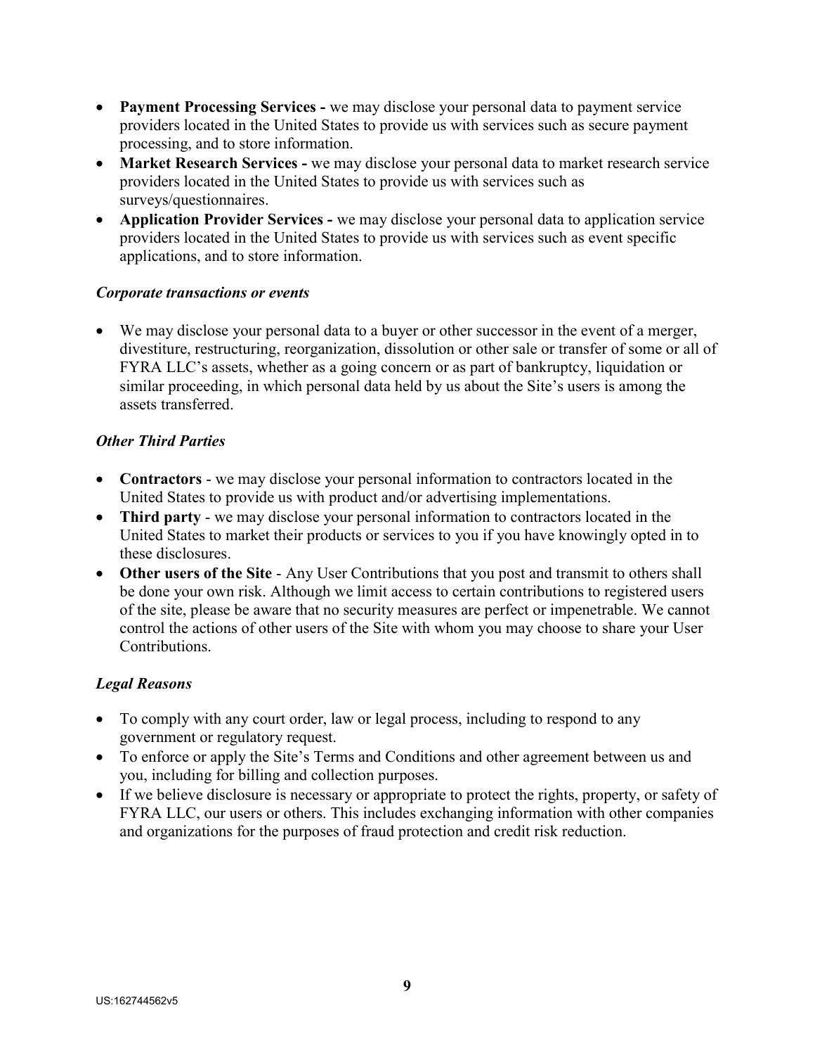- **Payment Processing Services -** we may disclose your personal data to payment service providers located in the United States to provide us with services such as secure payment processing, and to store information.
- **Market Research Services -** we may disclose your personal data to market research service providers located in the United States to provide us with services such as surveys/questionnaires.
- **Application Provider Services -** we may disclose your personal data to application service providers located in the United States to provide us with services such as event specific applications, and to store information.

***Corporate transactions or events***

- We may disclose your personal data to a buyer or other successor in the event of a merger, divestiture, restructuring, reorganization, dissolution or other sale or transfer of some or all of FYRA LLC's assets, whether as a going concern or as part of bankruptcy, liquidation or similar proceeding, in which personal data held by us about the Site's users is among the assets transferred.

***Other Third Parties***

- **Contractors** - we may disclose your personal information to contractors located in the United States to provide us with product and/or advertising implementations.
- **Third party** - we may disclose your personal information to contractors located in the United States to market their products or services to you if you have knowingly opted in to these disclosures.
- **Other users of the Site** - Any User Contributions that you post and transmit to others shall be done your own risk. Although we limit access to certain contributions to registered users of the site, please be aware that no security measures are perfect or impenetrable. We cannot control the actions of other users of the Site with whom you may choose to share your User Contributions.

***Legal Reasons***

- To comply with any court order, law or legal process, including to respond to any government or regulatory request.
- To enforce or apply the Site's Terms and Conditions and other agreement between us and you, including for billing and collection purposes.
- If we believe disclosure is necessary or appropriate to protect the rights, property, or safety of FYRA LLC, our users or others. This includes exchanging information with other companies and organizations for the purposes of fraud protection and credit risk reduction.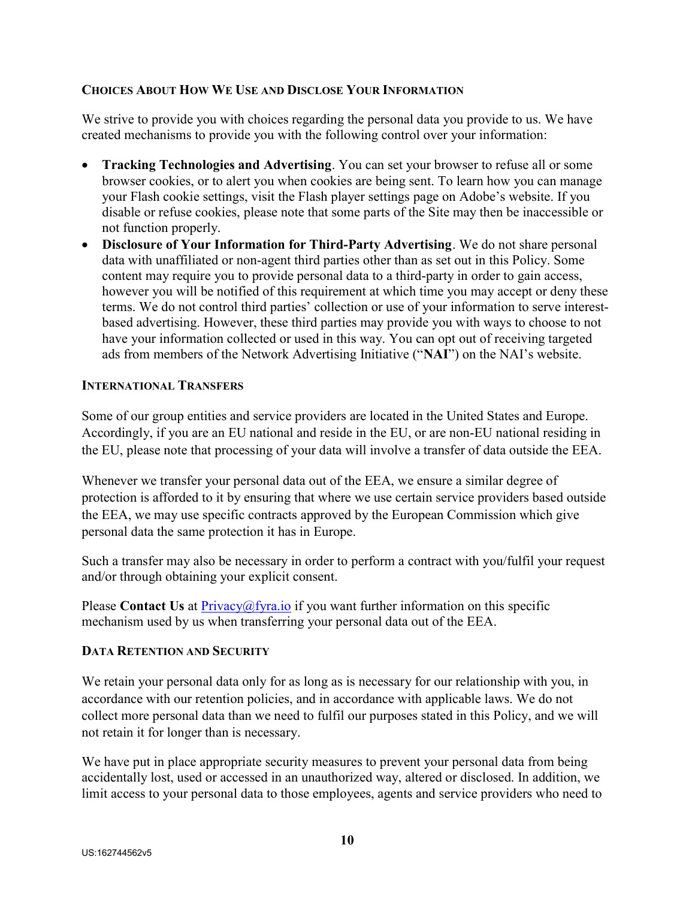## Choices About How We Use and Disclose Your Information

We strive to provide you with choices regarding the personal data you provide to us. We have created mechanisms to provide you with the following control over your information:

- **Tracking Technologies and Advertising**. You can set your browser to refuse all or some browser cookies, or to alert you when cookies are being sent. To learn how you can manage your Flash cookie settings, visit the Flash player settings page on Adobe's website. If you disable or refuse cookies, please note that some parts of the Site may then be inaccessible or not function properly.
- **Disclosure of Your Information for Third-Party Advertising**. We do not share personal data with unaffiliated or non-agent third parties other than as set out in this Policy. Some content may require you to provide personal data to a third-party in order to gain access, however you will be notified of this requirement at which time you may accept or deny these terms. We do not control third parties' collection or use of your information to serve interest-based advertising. However, these third parties may provide you with ways to choose to not have your information collected or used in this way. You can opt out of receiving targeted ads from members of the Network Advertising Initiative ("**NAI**") on the NAI's website.

## International Transfers

Some of our group entities and service providers are located in the United States and Europe. Accordingly, if you are an EU national and reside in the EU, or are non-EU national residing in the EU, please note that processing of your data will involve a transfer of data outside the EEA.

Whenever we transfer your personal data out of the EEA, we ensure a similar degree of protection is afforded to it by ensuring that where we use certain service providers based outside the EEA, we may use specific contracts approved by the European Commission which give personal data the same protection it has in Europe.

Such a transfer may also be necessary in order to perform a contract with you/fulfil your request and/or through obtaining your explicit consent.

Please **Contact Us** at [Privacy@fyra.io](mailto:Privacy@fyra.io) if you want further information on this specific mechanism used by us when transferring your personal data out of the EEA.

## Data Retention and Security

We retain your personal data only for as long as is necessary for our relationship with you, in accordance with our retention policies, and in accordance with applicable laws. We do not collect more personal data than we need to fulfil our purposes stated in this Policy, and we will not retain it for longer than is necessary.

We have put in place appropriate security measures to prevent your personal data from being accidentally lost, used or accessed in an unauthorized way, altered or disclosed. In addition, we limit access to your personal data to those employees, agents and service providers who need to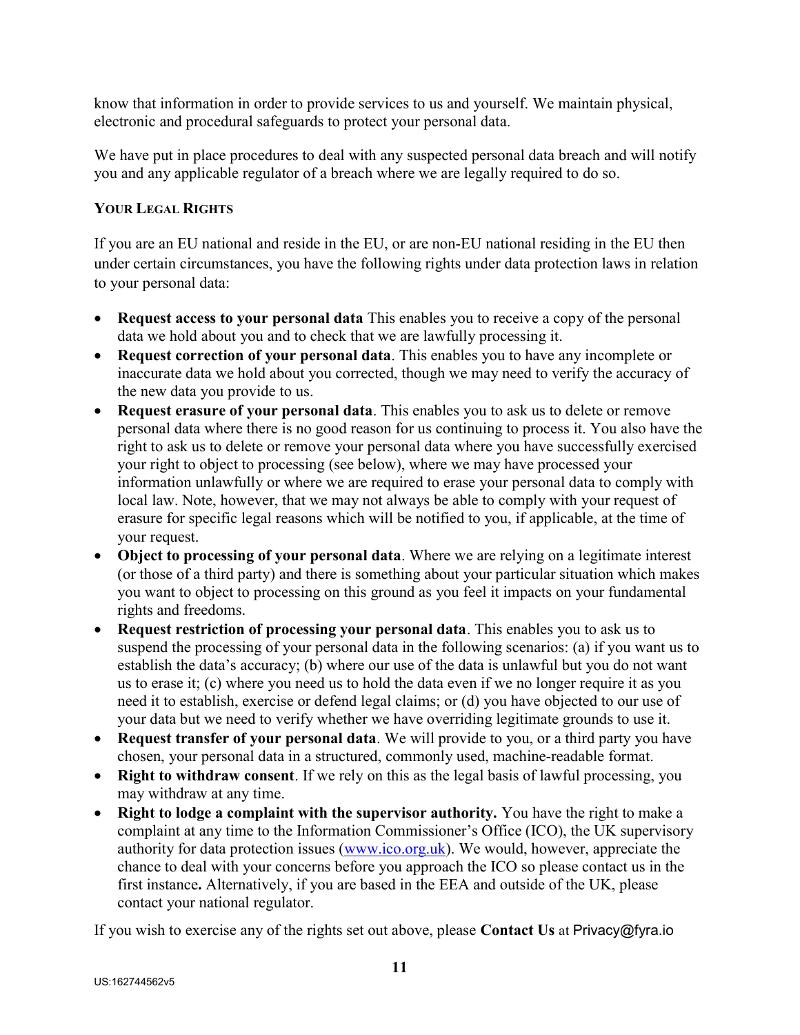know that information in order to provide services to us and yourself. We maintain physical, electronic and procedural safeguards to protect your personal data.

We have put in place procedures to deal with any suspected personal data breach and will notify you and any applicable regulator of a breach where we are legally required to do so.

### YOUR LEGAL RIGHTS

If you are an EU national and reside in the EU, or are non-EU national residing in the EU then under certain circumstances, you have the following rights under data protection laws in relation to your personal data:

- **Request access to your personal data** This enables you to receive a copy of the personal data we hold about you and to check that we are lawfully processing it.
- **Request correction of your personal data**. This enables you to have any incomplete or inaccurate data we hold about you corrected, though we may need to verify the accuracy of the new data you provide to us.
- **Request erasure of your personal data**. This enables you to ask us to delete or remove personal data where there is no good reason for us continuing to process it. You also have the right to ask us to delete or remove your personal data where you have successfully exercised your right to object to processing (see below), where we may have processed your information unlawfully or where we are required to erase your personal data to comply with local law. Note, however, that we may not always be able to comply with your request of erasure for specific legal reasons which will be notified to you, if applicable, at the time of your request.
- **Object to processing of your personal data**. Where we are relying on a legitimate interest (or those of a third party) and there is something about your particular situation which makes you want to object to processing on this ground as you feel it impacts on your fundamental rights and freedoms.
- **Request restriction of processing your personal data**. This enables you to ask us to suspend the processing of your personal data in the following scenarios: (a) if you want us to establish the data's accuracy; (b) where our use of the data is unlawful but you do not want us to erase it; (c) where you need us to hold the data even if we no longer require it as you need it to establish, exercise or defend legal claims; or (d) you have objected to our use of your data but we need to verify whether we have overriding legitimate grounds to use it.
- **Request transfer of your personal data**. We will provide to you, or a third party you have chosen, your personal data in a structured, commonly used, machine-readable format.
- **Right to withdraw consent**. If we rely on this as the legal basis of lawful processing, you may withdraw at any time.
- **Right to lodge a complaint with the supervisor authority.** You have the right to make a complaint at any time to the Information Commissioner's Office (ICO), the UK supervisory authority for data protection issues ([www.ico.org.uk](http://www.ico.org.uk)). We would, however, appreciate the chance to deal with your concerns before you approach the ICO so please contact us in the first instance**.** Alternatively, if you are based in the EEA and outside of the UK, please contact your national regulator.

If you wish to exercise any of the rights set out above, please **Contact Us** at Privacy@fyra.io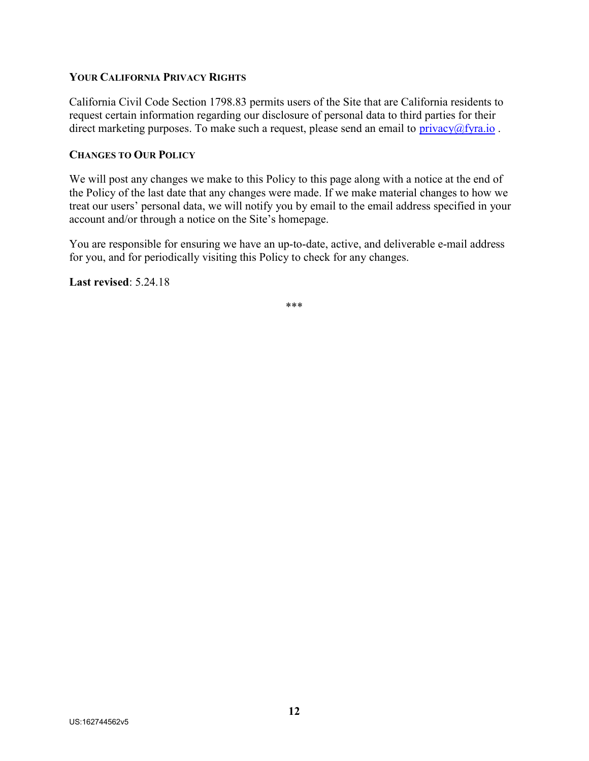### YOUR CALIFORNIA PRIVACY RIGHTS

California Civil Code Section 1798.83 permits users of the Site that are California residents to request certain information regarding our disclosure of personal data to third parties for their direct marketing purposes. To make such a request, please send an email to privacy@fyra.io .

### CHANGES TO OUR POLICY

We will post any changes we make to this Policy to this page along with a notice at the end of the Policy of the last date that any changes were made. If we make material changes to how we treat our users' personal data, we will notify you by email to the email address specified in your account and/or through a notice on the Site's homepage.

You are responsible for ensuring we have an up-to-date, active, and deliverable e-mail address for you, and for periodically visiting this Policy to check for any changes.

**Last revised**: 5.24.18

***

US:162744562v5